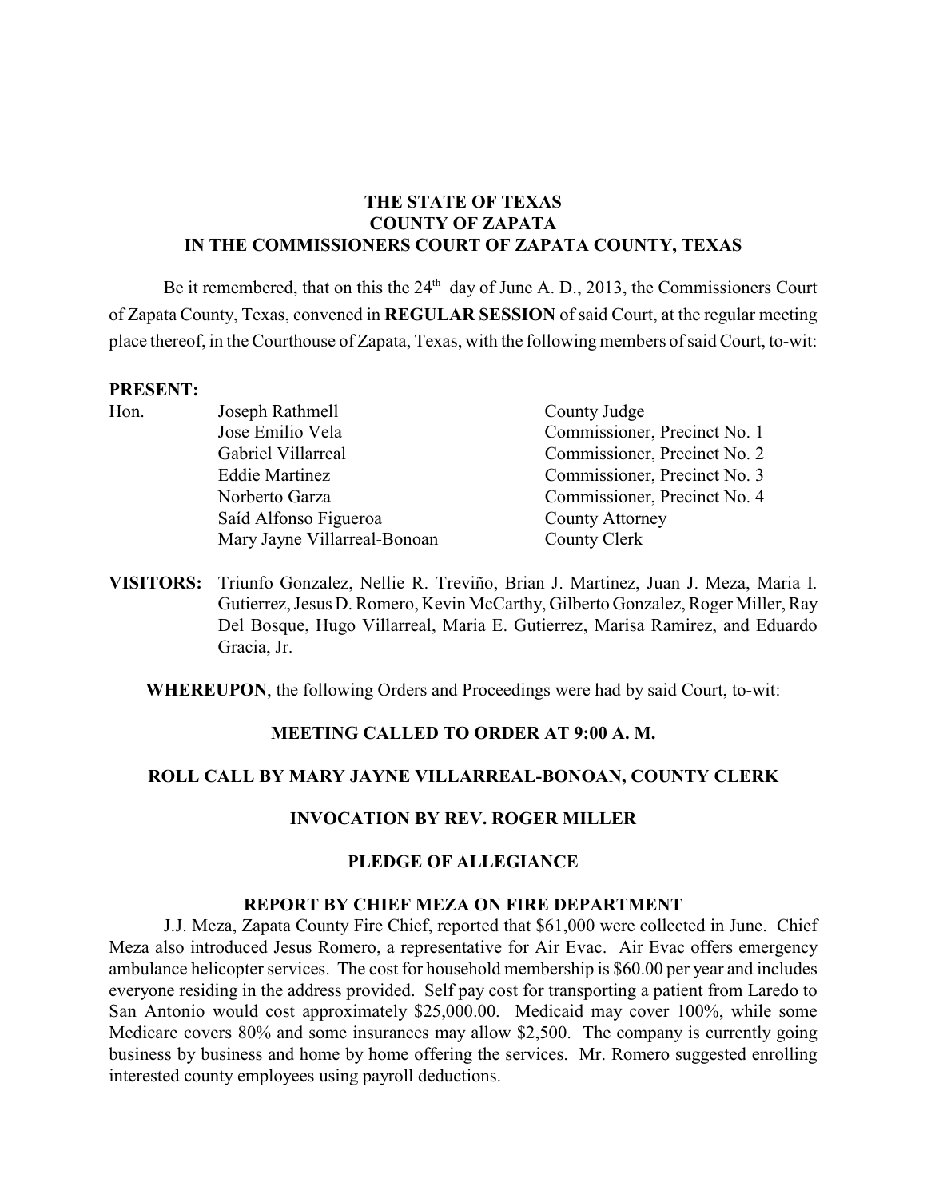**THE STATE OF TEXAS**
**COUNTY OF ZAPATA**
**IN THE COMMISSIONERS COURT OF ZAPATA COUNTY, TEXAS**

Be it remembered, that on this the 24th day of June A. D., 2013, the Commissioners Court of Zapata County, Texas, convened in **REGULAR SESSION** of said Court, at the regular meeting place thereof, in the Courthouse of Zapata, Texas, with the following members of said Court, to-wit:

**PRESENT:**

| | | |
|---|---|---|
| Hon. | Joseph Rathmell | County Judge |
| | Jose Emilio Vela | Commissioner, Precinct No. 1 |
| | Gabriel Villarreal | Commissioner, Precinct No. 2 |
| | Eddie Martinez | Commissioner, Precinct No. 3 |
| | Norberto Garza | Commissioner, Precinct No. 4 |
| | Saíd Alfonso Figueroa | County Attorney |
| | Mary Jayne Villarreal-Bonoan | County Clerk |

**VISITORS:** Triunfo Gonzalez, Nellie R. Treviño, Brian J. Martinez, Juan J. Meza, Maria I. Gutierrez, Jesus D. Romero, Kevin McCarthy, Gilberto Gonzalez, Roger Miller, Ray Del Bosque, Hugo Villarreal, Maria E. Gutierrez, Marisa Ramirez, and Eduardo Gracia, Jr.

**WHEREUPON**, the following Orders and Proceedings were had by said Court, to-wit:

**MEETING CALLED TO ORDER AT 9:00 A. M.**

**ROLL CALL BY MARY JAYNE VILLARREAL-BONOAN, COUNTY CLERK**

**INVOCATION BY REV. ROGER MILLER**

**PLEDGE OF ALLEGIANCE**

**REPORT BY CHIEF MEZA ON FIRE DEPARTMENT**

J.J. Meza, Zapata County Fire Chief, reported that $61,000 were collected in June. Chief Meza also introduced Jesus Romero, a representative for Air Evac. Air Evac offers emergency ambulance helicopter services. The cost for household membership is $60.00 per year and includes everyone residing in the address provided. Self pay cost for transporting a patient from Laredo to San Antonio would cost approximately $25,000.00. Medicaid may cover 100%, while some Medicare covers 80% and some insurances may allow $2,500. The company is currently going business by business and home by home offering the services. Mr. Romero suggested enrolling interested county employees using payroll deductions.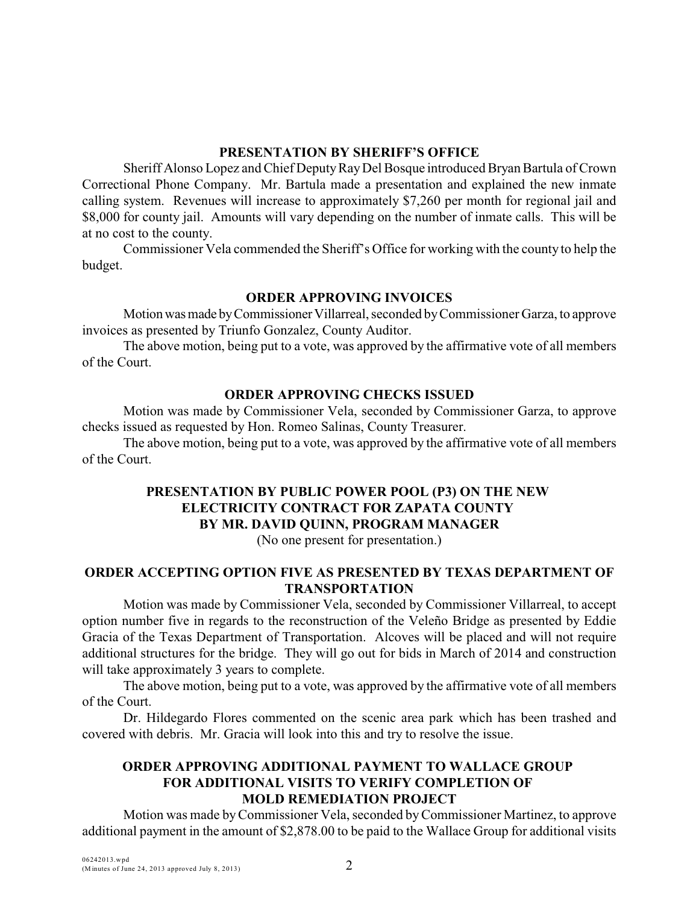## PRESENTATION BY SHERIFF'S OFFICE

Sheriff Alonso Lopez and Chief Deputy Ray Del Bosque introduced Bryan Bartula of Crown Correctional Phone Company. Mr. Bartula made a presentation and explained the new inmate calling system. Revenues will increase to approximately $7,260 per month for regional jail and $8,000 for county jail. Amounts will vary depending on the number of inmate calls. This will be at no cost to the county.

Commissioner Vela commended the Sheriff's Office for working with the county to help the budget.

## ORDER APPROVING INVOICES

Motion was made by Commissioner Villarreal, seconded by Commissioner Garza, to approve invoices as presented by Triunfo Gonzalez, County Auditor.

The above motion, being put to a vote, was approved by the affirmative vote of all members of the Court.

## ORDER APPROVING CHECKS ISSUED

Motion was made by Commissioner Vela, seconded by Commissioner Garza, to approve checks issued as requested by Hon. Romeo Salinas, County Treasurer.

The above motion, being put to a vote, was approved by the affirmative vote of all members of the Court.

## PRESENTATION BY PUBLIC POWER POOL (P3) ON THE NEW ELECTRICITY CONTRACT FOR ZAPATA COUNTY BY MR. DAVID QUINN, PROGRAM MANAGER

(No one present for presentation.)

## ORDER ACCEPTING OPTION FIVE AS PRESENTED BY TEXAS DEPARTMENT OF TRANSPORTATION

Motion was made by Commissioner Vela, seconded by Commissioner Villarreal, to accept option number five in regards to the reconstruction of the Veleño Bridge as presented by Eddie Gracia of the Texas Department of Transportation. Alcoves will be placed and will not require additional structures for the bridge. They will go out for bids in March of 2014 and construction will take approximately 3 years to complete.

The above motion, being put to a vote, was approved by the affirmative vote of all members of the Court.

Dr. Hildegardo Flores commented on the scenic area park which has been trashed and covered with debris. Mr. Gracia will look into this and try to resolve the issue.

## ORDER APPROVING ADDITIONAL PAYMENT TO WALLACE GROUP FOR ADDITIONAL VISITS TO VERIFY COMPLETION OF MOLD REMEDIATION PROJECT

Motion was made by Commissioner Vela, seconded by Commissioner Martinez, to approve additional payment in the amount of $2,878.00 to be paid to the Wallace Group for additional visits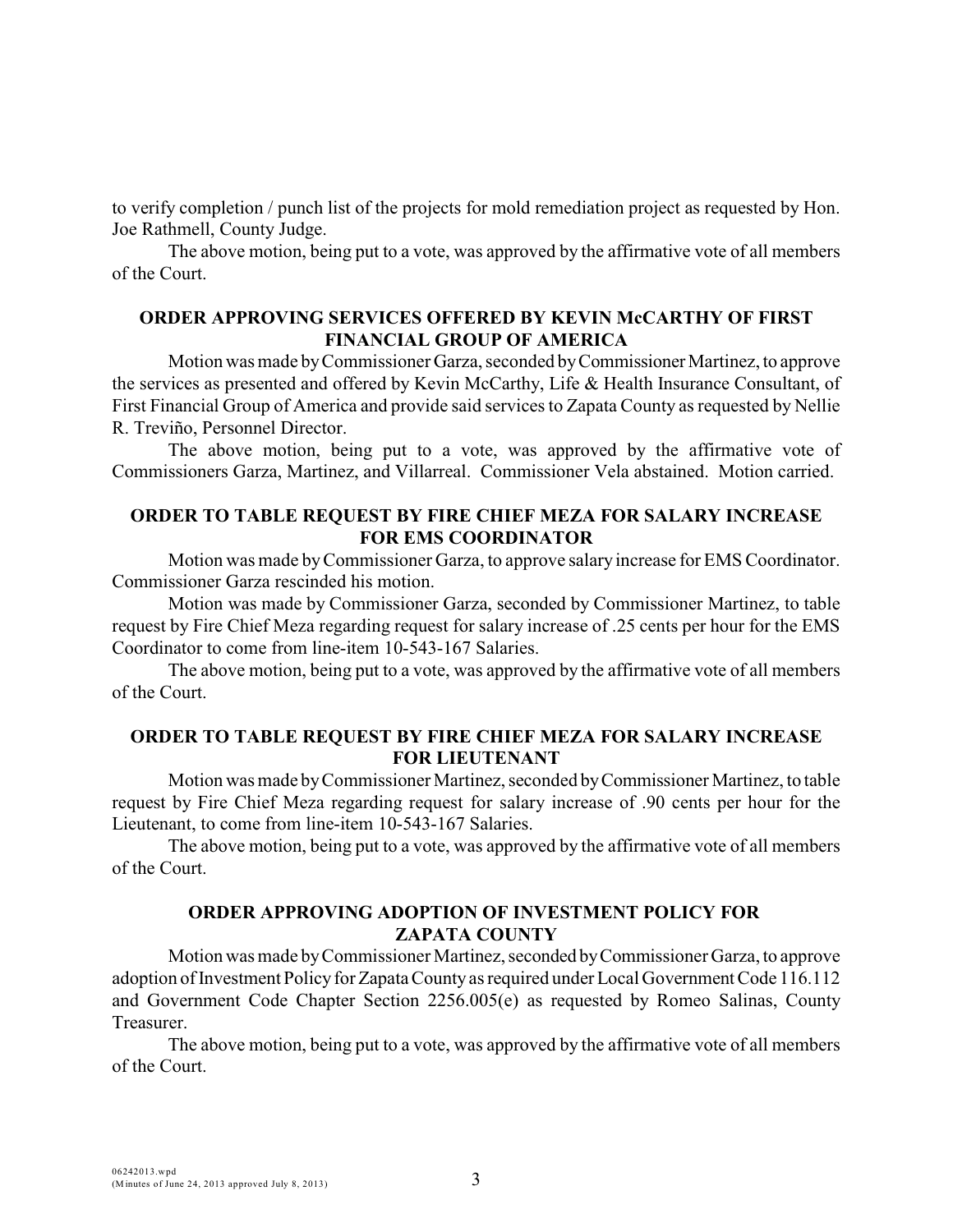to verify completion / punch list of the projects for mold remediation project as requested by Hon. Joe Rathmell, County Judge.

The above motion, being put to a vote, was approved by the affirmative vote of all members of the Court.

**ORDER APPROVING SERVICES OFFERED BY KEVIN McCARTHY OF FIRST FINANCIAL GROUP OF AMERICA**

Motion was made by Commissioner Garza, seconded by Commissioner Martinez, to approve the services as presented and offered by Kevin McCarthy, Life & Health Insurance Consultant, of First Financial Group of America and provide said services to Zapata County as requested by Nellie R. Treviño, Personnel Director.

The above motion, being put to a vote, was approved by the affirmative vote of Commissioners Garza, Martinez, and Villarreal. Commissioner Vela abstained. Motion carried.

**ORDER TO TABLE REQUEST BY FIRE CHIEF MEZA FOR SALARY INCREASE FOR EMS COORDINATOR**

Motion was made by Commissioner Garza, to approve salary increase for EMS Coordinator. Commissioner Garza rescinded his motion.

Motion was made by Commissioner Garza, seconded by Commissioner Martinez, to table request by Fire Chief Meza regarding request for salary increase of .25 cents per hour for the EMS Coordinator to come from line-item 10-543-167 Salaries.

The above motion, being put to a vote, was approved by the affirmative vote of all members of the Court.

**ORDER TO TABLE REQUEST BY FIRE CHIEF MEZA FOR SALARY INCREASE FOR LIEUTENANT**

Motion was made by Commissioner Martinez, seconded by Commissioner Martinez, to table request by Fire Chief Meza regarding request for salary increase of .90 cents per hour for the Lieutenant, to come from line-item 10-543-167 Salaries.

The above motion, being put to a vote, was approved by the affirmative vote of all members of the Court.

**ORDER APPROVING ADOPTION OF INVESTMENT POLICY FOR ZAPATA COUNTY**

Motion was made by Commissioner Martinez, seconded by Commissioner Garza, to approve adoption of Investment Policy for Zapata County as required under Local Government Code 116.112 and Government Code Chapter Section 2256.005(e) as requested by Romeo Salinas, County Treasurer.

The above motion, being put to a vote, was approved by the affirmative vote of all members of the Court.

06242013.wpd
(Minutes of June 24, 2013 approved July 8, 2013)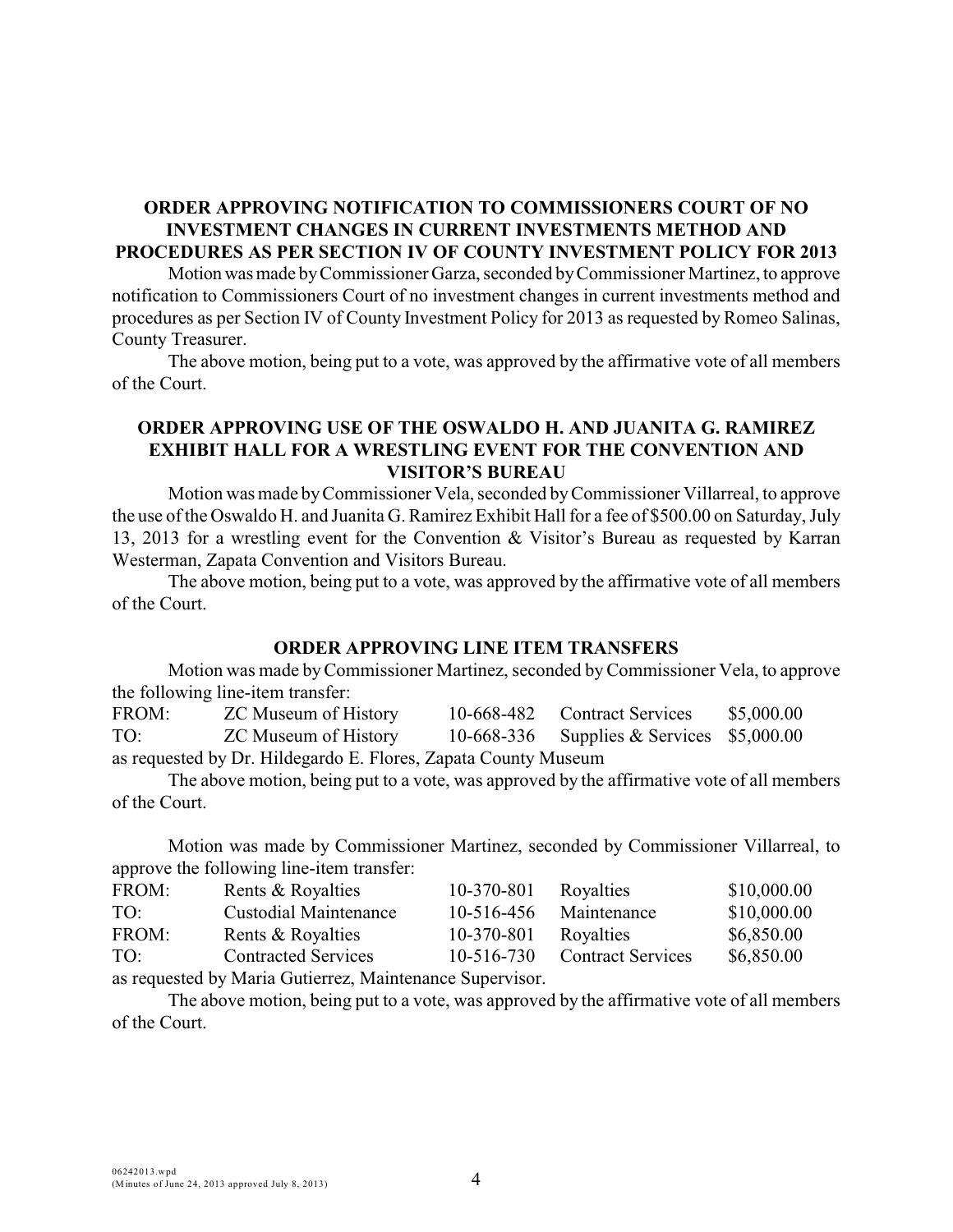## ORDER APPROVING NOTIFICATION TO COMMISSIONERS COURT OF NO INVESTMENT CHANGES IN CURRENT INVESTMENTS METHOD AND PROCEDURES AS PER SECTION IV OF COUNTY INVESTMENT POLICY FOR 2013

Motion was made by Commissioner Garza, seconded by Commissioner Martinez, to approve notification to Commissioners Court of no investment changes in current investments method and procedures as per Section IV of County Investment Policy for 2013 as requested by Romeo Salinas, County Treasurer.

The above motion, being put to a vote, was approved by the affirmative vote of all members of the Court.

## ORDER APPROVING USE OF THE OSWALDO H. AND JUANITA G. RAMIREZ EXHIBIT HALL FOR A WRESTLING EVENT FOR THE CONVENTION AND VISITOR'S BUREAU

Motion was made by Commissioner Vela, seconded by Commissioner Villarreal, to approve the use of the Oswaldo H. and Juanita G. Ramirez Exhibit Hall for a fee of $500.00 on Saturday, July 13, 2013 for a wrestling event for the Convention & Visitor's Bureau as requested by Karran Westerman, Zapata Convention and Visitors Bureau.

The above motion, being put to a vote, was approved by the affirmative vote of all members of the Court.

## ORDER APPROVING LINE ITEM TRANSFERS

Motion was made by Commissioner Martinez, seconded by Commissioner Vela, to approve the following line-item transfer:

| | | | | |
|---|---|---|---|---|
| FROM: | ZC Museum of History | 10-668-482 | Contract Services | $5,000.00 |
| TO: | ZC Museum of History | 10-668-336 | Supplies & Services | $5,000.00 |

as requested by Dr. Hildegardo E. Flores, Zapata County Museum

The above motion, being put to a vote, was approved by the affirmative vote of all members of the Court.

Motion was made by Commissioner Martinez, seconded by Commissioner Villarreal, to approve the following line-item transfer:

| | | | | |
|---|---|---|---|---|
| FROM: | Rents & Royalties | 10-370-801 | Royalties | $10,000.00 |
| TO: | Custodial Maintenance | 10-516-456 | Maintenance | $10,000.00 |
| FROM: | Rents & Royalties | 10-370-801 | Royalties | $6,850.00 |
| TO: | Contracted Services | 10-516-730 | Contract Services | $6,850.00 |

as requested by Maria Gutierrez, Maintenance Supervisor.

The above motion, being put to a vote, was approved by the affirmative vote of all members of the Court.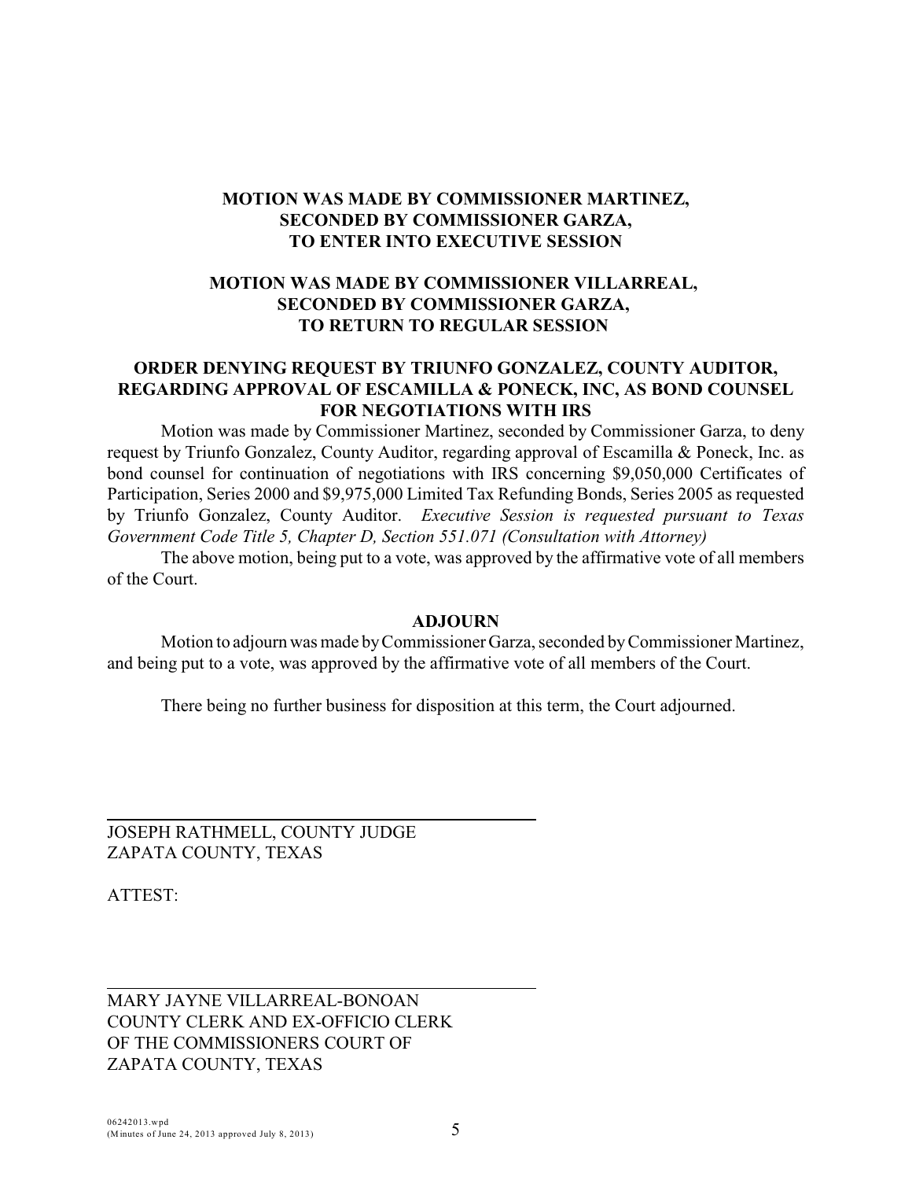**MOTION WAS MADE BY COMMISSIONER MARTINEZ,**
**SECONDED BY COMMISSIONER GARZA,**
**TO ENTER INTO EXECUTIVE SESSION**

**MOTION WAS MADE BY COMMISSIONER VILLARREAL,**
**SECONDED BY COMMISSIONER GARZA,**
**TO RETURN TO REGULAR SESSION**

**ORDER DENYING REQUEST BY TRIUNFO GONZALEZ, COUNTY AUDITOR, REGARDING APPROVAL OF ESCAMILLA & PONECK, INC, AS BOND COUNSEL FOR NEGOTIATIONS WITH IRS**

Motion was made by Commissioner Martinez, seconded by Commissioner Garza, to deny request by Triunfo Gonzalez, County Auditor, regarding approval of Escamilla & Poneck, Inc. as bond counsel for continuation of negotiations with IRS concerning $9,050,000 Certificates of Participation, Series 2000 and $9,975,000 Limited Tax Refunding Bonds, Series 2005 as requested by Triunfo Gonzalez, County Auditor. *Executive Session is requested pursuant to Texas Government Code Title 5, Chapter D, Section 551.071 (Consultation with Attorney)*

The above motion, being put to a vote, was approved by the affirmative vote of all members of the Court.

**ADJOURN**

Motion to adjourn was made by Commissioner Garza, seconded by Commissioner Martinez, and being put to a vote, was approved by the affirmative vote of all members of the Court.

There being no further business for disposition at this term, the Court adjourned.

JOSEPH RATHMELL, COUNTY JUDGE
ZAPATA COUNTY, TEXAS

ATTEST:

MARY JAYNE VILLARREAL-BONOAN
COUNTY CLERK AND EX-OFFICIO CLERK
OF THE COMMISSIONERS COURT OF
ZAPATA COUNTY, TEXAS

06242013.wpd
(Minutes of June 24, 2013 approved July 8, 2013)